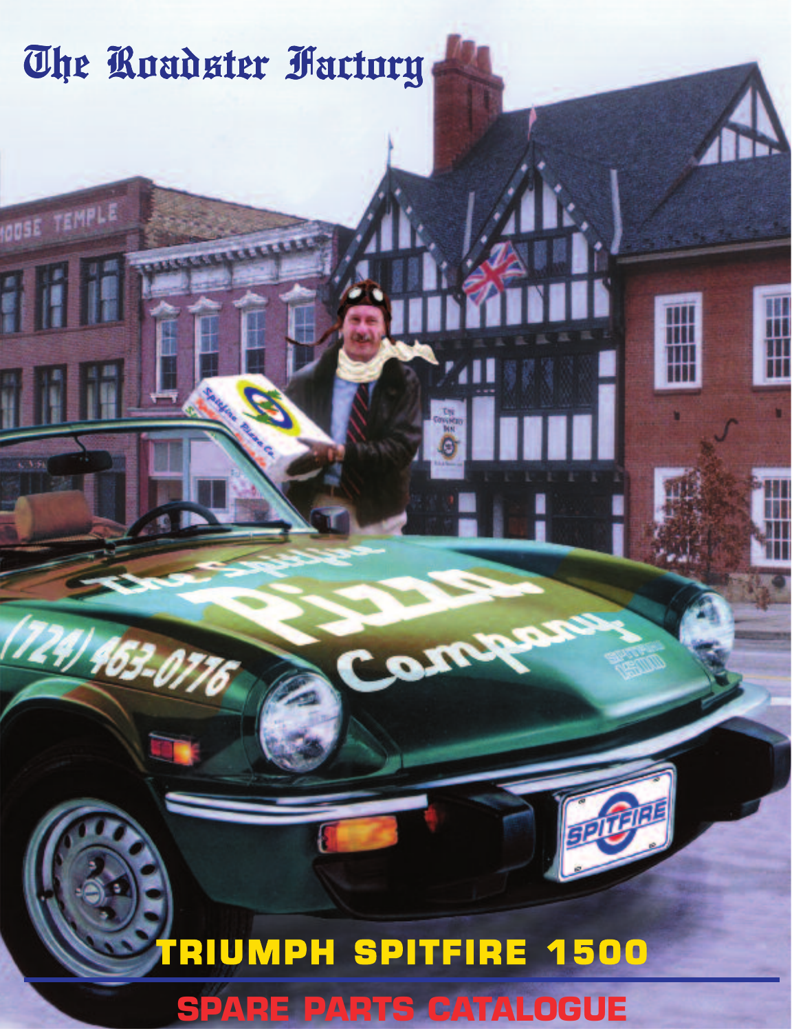# The Roadster Factory

## TRIUMPH SPITFIRE 1500

## SPARE PARTS CATALOGUE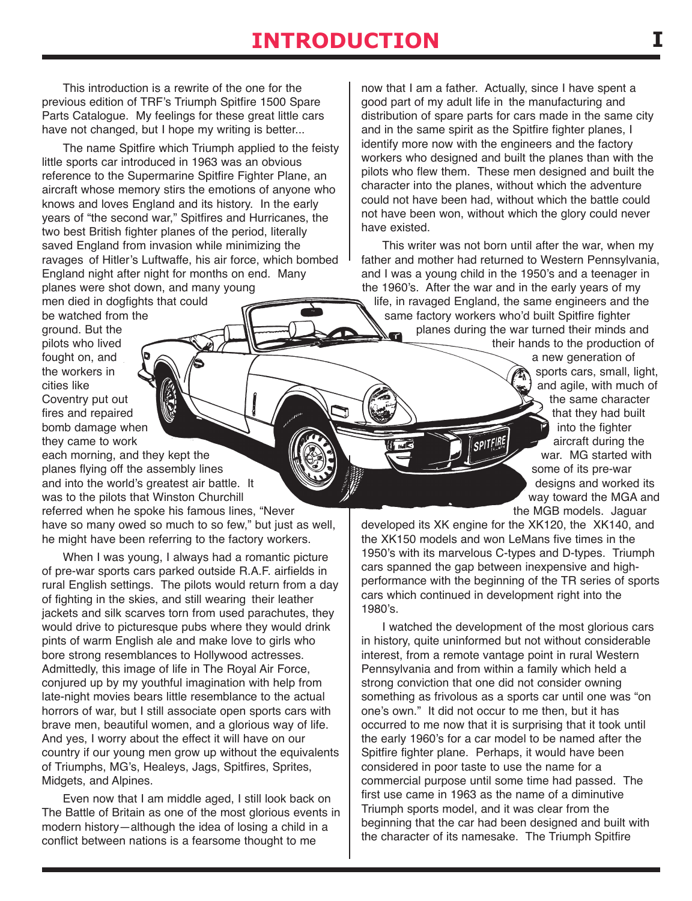# INTRODUCTION

This introduction is a rewrite of the one for the previous edition of TRF's Triumph Spitfire 1500 Spare Parts Catalogue. My feelings for these great little cars have not changed, but I hope my writing is better...

The name Spitfire which Triumph applied to the feisty little sports car introduced in 1963 was an obvious reference to the Supermarine Spitfire Fighter Plane, an aircraft whose memory stirs the emotions of anyone who knows and loves England and its history. In the early years of "the second war," Spitfires and Hurricanes, the two best British fighter planes of the period, literally saved England from invasion while minimizing the ravages of Hitler's Luftwaffe, his air force, which bombed England night after night for months on end. Many planes were shot down, and many young men died in dogfights that could be watched from the ground. But the pilots who lived fought on, and the workers in cities like Coventry put out fires and repaired bomb damage when they came to work each morning, and they kept the planes flying off the assembly lines and into the world's greatest air battle. It was to the pilots that Winston Churchill referred when he spoke his famous lines, "Never have so many owed so much to so few," but just as well, he might have been referring to the factory workers.

When I was young, I always had a romantic picture of pre-war sports cars parked outside R.A.F. airfields in rural English settings. The pilots would return from a day of fighting in the skies, and still wearing their leather jackets and silk scarves torn from used parachutes, they would drive to picturesque pubs where they would drink pints of warm English ale and make love to girls who bore strong resemblances to Hollywood actresses. Admittedly, this image of life in The Royal Air Force, conjured up by my youthful imagination with help from late-night movies bears little resemblance to the actual horrors of war, but I still associate open sports cars with brave men, beautiful women, and a glorious way of life. And yes, I worry about the effect it will have on our country if our young men grow up without the equivalents of Triumphs, MG's, Healeys, Jags, Spitfires, Sprites, Midgets, and Alpines.

Even now that I am middle aged, I still look back on The Battle of Britain as one of the most glorious events in modern history—although the idea of losing a child in a conflict between nations is a fearsome thought to me now that I am a father. Actually, since I have spent a good part of my adult life in the manufacturing and distribution of spare parts for cars made in the same city and in the same spirit as the Spitfire fighter planes, I identify more now with the engineers and the factory workers who designed and built the planes than with the pilots who flew them. These men designed and built the character into the planes, without which the adventure could not have been had, without which the battle could not have been won, without which the glory could never have existed.

This writer was not born until after the war, when my father and mother had returned to Western Pennsylvania, and I was a young child in the 1950's and a teenager in the 1960's. After the war and in the early years of my life, in ravaged England, the same engineers and the same factory workers who'd built Spitfire fighter planes during the war turned their minds and their hands to the production of a new generation of sports cars, small, light, and agile, with much of the same character that they had built into the fighter aircraft during the war. MG started with some of its pre-war designs and worked its way toward the MGA and the MGB models. Jaguar developed its XK engine for the XK120, the XK140, and the XK150 models and won LeMans five times in the 1950's with its marvelous C-types and D-types. Triumph cars spanned the gap between inexpensive and high-performance with the beginning of the TR series of sports cars which continued in development right into the 1980's.

I watched the development of the most glorious cars in history, quite uninformed but not without considerable interest, from a remote vantage point in rural Western Pennsylvania and from within a family which held a strong conviction that one did not consider owning something as frivolous as a sports car until one was "on one's own." It did not occur to me then, but it has occurred to me now that it is surprising that it took until the early 1960's for a car model to be named after the Spitfire fighter plane. Perhaps, it would have been considered in poor taste to use the name for a commercial purpose until some time had passed. The first use came in 1963 as the name of a diminutive Triumph sports model, and it was clear from the beginning that the car had been designed and built with the character of its namesake. The Triumph Spitfire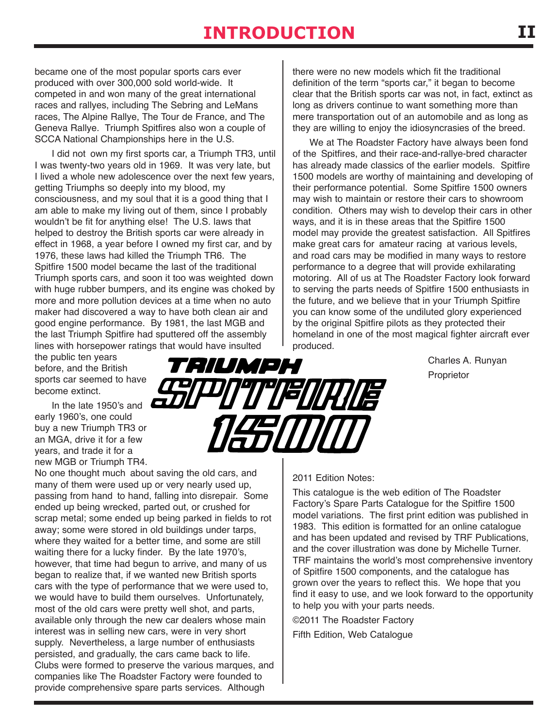# INTRODUCTION

became one of the most popular sports cars ever produced with over 300,000 sold world-wide. It competed in and won many of the great international races and rallyes, including The Sebring and LeMans races, The Alpine Rallye, The Tour de France, and The Geneva Rallye. Triumph Spitfires also won a couple of SCCA National Championships here in the U.S.

I did not own my first sports car, a Triumph TR3, until I was twenty-two years old in 1969. It was very late, but I lived a whole new adolescence over the next few years, getting Triumphs so deeply into my blood, my consciousness, and my soul that it is a good thing that I am able to make my living out of them, since I probably wouldn't be fit for anything else! The U.S. laws that helped to destroy the British sports car were already in effect in 1968, a year before I owned my first car, and by 1976, these laws had killed the Triumph TR6. The Spitfire 1500 model became the last of the traditional Triumph sports cars, and soon it too was weighted down with huge rubber bumpers, and its engine was choked by more and more pollution devices at a time when no auto maker had discovered a way to have both clean air and good engine performance. By 1981, the last MGB and the last Triumph Spitfire had sputtered off the assembly lines with horsepower ratings that would have insulted the public ten years before, and the British sports car seemed to have become extinct.

In the late 1950's and early 1960's, one could buy a new Triumph TR3 or an MGA, drive it for a few years, and trade it for a new MGB or Triumph TR4. No one thought much about saving the old cars, and many of them were used up or very nearly used up, passing from hand to hand, falling into disrepair. Some ended up being wrecked, parted out, or crushed for scrap metal; some ended up being parked in fields to rot away; some were stored in old buildings under tarps, where they waited for a better time, and some are still waiting there for a lucky finder. By the late 1970's, however, that time had begun to arrive, and many of us began to realize that, if we wanted new British sports cars with the type of performance that we were used to, we would have to build them ourselves. Unfortunately, most of the old cars were pretty well shot, and parts, available only through the new car dealers whose main interest was in selling new cars, were in very short supply. Nevertheless, a large number of enthusiasts persisted, and gradually, the cars came back to life. Clubs were formed to preserve the various marques, and companies like The Roadster Factory were founded to provide comprehensive spare parts services. Although there were no new models which fit the traditional definition of the term "sports car," it began to become clear that the British sports car was not, in fact, extinct as long as drivers continue to want something more than mere transportation out of an automobile and as long as they are willing to enjoy the idiosyncrasies of the breed.

We at The Roadster Factory have always been fond of the Spitfires, and their race-and-rallye-bred character has already made classics of the earlier models. Spitfire 1500 models are worthy of maintaining and developing of their performance potential. Some Spitfire 1500 owners may wish to maintain or restore their cars to showroom condition. Others may wish to develop their cars in other ways, and it is in these areas that the Spitfire 1500 model may provide the greatest satisfaction. All Spitfires make great cars for amateur racing at various levels, and road cars may be modified in many ways to restore performance to a degree that will provide exhilarating motoring. All of us at The Roadster Factory look forward to serving the parts needs of Spitfire 1500 enthusiasts in the future, and we believe that in your Triumph Spitfire you can know some of the undiluted glory experienced by the original Spitfire pilots as they protected their homeland in one of the most magical fighter aircraft ever produced.

Charles A. Runyan
Proprietor

TRIUMPH SPITFIRE 1500

2011 Edition Notes:

This catalogue is the web edition of The Roadster Factory's Spare Parts Catalogue for the Spitfire 1500 model variations. The first print edition was published in 1983. This edition is formatted for an online catalogue and has been updated and revised by TRF Publications, and the cover illustration was done by Michelle Turner. TRF maintains the world's most comprehensive inventory of Spitfire 1500 components, and the catalogue has grown over the years to reflect this. We hope that you find it easy to use, and we look forward to the opportunity to help you with your parts needs.

©2011 The Roadster Factory

Fifth Edition, Web Catalogue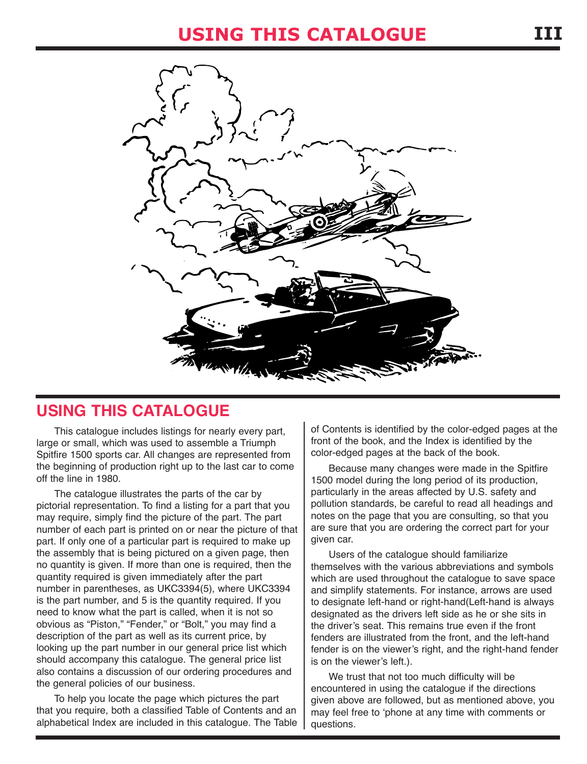# USING THIS CATALOGUE

## USING THIS CATALOGUE

This catalogue includes listings for nearly every part, large or small, which was used to assemble a Triumph Spitfire 1500 sports car. All changes are represented from the beginning of production right up to the last car to come off the line in 1980.

The catalogue illustrates the parts of the car by pictorial representation. To find a listing for a part that you may require, simply find the picture of the part. The part number of each part is printed on or near the picture of that part. If only one of a particular part is required to make up the assembly that is being pictured on a given page, then no quantity is given. If more than one is required, then the quantity required is given immediately after the part number in parentheses, as UKC3394(5), where UKC3394 is the part number, and 5 is the quantity required. If you need to know what the part is called, when it is not so obvious as "Piston," "Fender," or "Bolt," you may find a description of the part as well as its current price, by looking up the part number in our general price list which should accompany this catalogue. The general price list also contains a discussion of our ordering procedures and the general policies of our business.

To help you locate the page which pictures the part that you require, both a classified Table of Contents and an alphabetical Index are included in this catalogue. The Table of Contents is identified by the color-edged pages at the front of the book, and the Index is identified by the color-edged pages at the back of the book.

Because many changes were made in the Spitfire 1500 model during the long period of its production, particularly in the areas affected by U.S. safety and pollution standards, be careful to read all headings and notes on the page that you are consulting, so that you are sure that you are ordering the correct part for your given car.

Users of the catalogue should familiarize themselves with the various abbreviations and symbols which are used throughout the catalogue to save space and simplify statements. For instance, arrows are used to designate left-hand or right-hand(Left-hand is always designated as the drivers left side as he or she sits in the driver's seat. This remains true even if the front fenders are illustrated from the front, and the left-hand fender is on the viewer's right, and the right-hand fender is on the viewer's left.).

We trust that not too much difficulty will be encountered in using the catalogue if the directions given above are followed, but as mentioned above, you may feel free to 'phone at any time with comments or questions.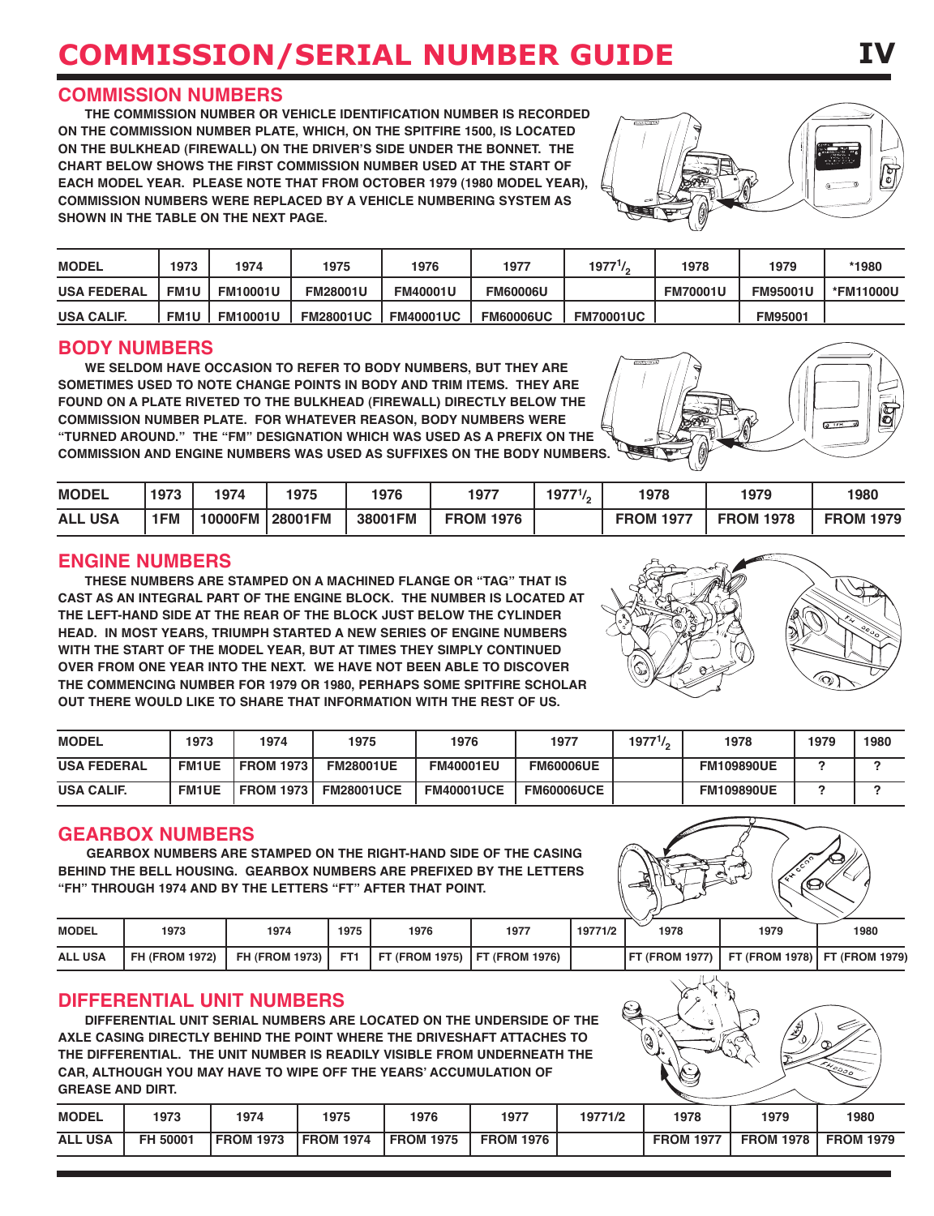# COMMISSION/SERIAL NUMBER GUIDE

## COMMISSION NUMBERS

THE COMMISSION NUMBER OR VEHICLE IDENTIFICATION NUMBER IS RECORDED ON THE COMMISSION NUMBER PLATE, WHICH, ON THE SPITFIRE 1500, IS LOCATED ON THE BULKHEAD (FIREWALL) ON THE DRIVER'S SIDE UNDER THE BONNET. THE CHART BELOW SHOWS THE FIRST COMMISSION NUMBER USED AT THE START OF EACH MODEL YEAR. PLEASE NOTE THAT FROM OCTOBER 1979 (1980 MODEL YEAR), COMMISSION NUMBERS WERE REPLACED BY A VEHICLE NUMBERING SYSTEM AS SHOWN IN THE TABLE ON THE NEXT PAGE.

| MODEL | 1973 | 1974 | 1975 | 1976 | 1977 | 1977 1/2 | 1978 | 1979 | *1980 |
|---|---|---|---|---|---|---|---|---|---|
| USA FEDERAL | FM1U | FM10001U | FM28001U | FM40001U | FM60006U | | FM70001U | FM95001U | *FM11000U |
| USA CALIF. | FM1U | FM10001U | FM28001UC | FM40001UC | FM60006UC | FM70001UC | | FM95001 | |

## BODY NUMBERS

WE SELDOM HAVE OCCASION TO REFER TO BODY NUMBERS, BUT THEY ARE SOMETIMES USED TO NOTE CHANGE POINTS IN BODY AND TRIM ITEMS. THEY ARE FOUND ON A PLATE RIVETED TO THE BULKHEAD (FIREWALL) DIRECTLY BELOW THE COMMISSION NUMBER PLATE. FOR WHATEVER REASON, BODY NUMBERS WERE "TURNED AROUND." THE "FM" DESIGNATION WHICH WAS USED AS A PREFIX ON THE COMMISSION AND ENGINE NUMBERS WAS USED AS SUFFIXES ON THE BODY NUMBERS.

| MODEL | 1973 | 1974 | 1975 | 1976 | 1977 | 1977 1/2 | 1978 | 1979 | 1980 |
|---|---|---|---|---|---|---|---|---|---|
| ALL USA | 1FM | 10000FM | 28001FM | 38001FM | FROM 1976 | | FROM 1977 | FROM 1978 | FROM 1979 |

## ENGINE NUMBERS

THESE NUMBERS ARE STAMPED ON A MACHINED FLANGE OR "TAG" THAT IS CAST AS AN INTEGRAL PART OF THE ENGINE BLOCK. THE NUMBER IS LOCATED AT THE LEFT-HAND SIDE AT THE REAR OF THE BLOCK JUST BELOW THE CYLINDER HEAD. IN MOST YEARS, TRIUMPH STARTED A NEW SERIES OF ENGINE NUMBERS WITH THE START OF THE MODEL YEAR, BUT AT TIMES THEY SIMPLY CONTINUED OVER FROM ONE YEAR INTO THE NEXT. WE HAVE NOT BEEN ABLE TO DISCOVER THE COMMENCING NUMBER FOR 1979 OR 1980, PERHAPS SOME SPITFIRE SCHOLAR OUT THERE WOULD LIKE TO SHARE THAT INFORMATION WITH THE REST OF US.

| MODEL | 1973 | 1974 | 1975 | 1976 | 1977 | 1977 1/2 | 1978 | 1979 | 1980 |
|---|---|---|---|---|---|---|---|---|---|
| USA FEDERAL | FM1UE | FROM 1973 | FM28001UE | FM40001EU | FM60006UE | | FM109890UE | ? | ? |
| USA CALIF. | FM1UE | FROM 1973 | FM28001UCE | FM40001UCE | FM60006UCE | | FM109890UE | ? | ? |

## GEARBOX NUMBERS

GEARBOX NUMBERS ARE STAMPED ON THE RIGHT-HAND SIDE OF THE CASING BEHIND THE BELL HOUSING. GEARBOX NUMBERS ARE PREFIXED BY THE LETTERS "FH" THROUGH 1974 AND BY THE LETTERS "FT" AFTER THAT POINT.

| MODEL | 1973 | 1974 | 1975 | 1976 | 1977 | 19771/2 | 1978 | 1979 | 1980 |
|---|---|---|---|---|---|---|---|---|---|
| ALL USA | FH (FROM 1972) | FH (FROM 1973) | FT1 | FT (FROM 1975) | FT (FROM 1976) | | FT (FROM 1977) | FT (FROM 1978) | FT (FROM 1979) |

## DIFFERENTIAL UNIT NUMBERS

DIFFERENTIAL UNIT SERIAL NUMBERS ARE LOCATED ON THE UNDERSIDE OF THE AXLE CASING DIRECTLY BEHIND THE POINT WHERE THE DRIVESHAFT ATTACHES TO THE DIFFERENTIAL. THE UNIT NUMBER IS READILY VISIBLE FROM UNDERNEATH THE CAR, ALTHOUGH YOU MAY HAVE TO WIPE OFF THE YEARS' ACCUMULATION OF GREASE AND DIRT.

| MODEL | 1973 | 1974 | 1975 | 1976 | 1977 | 19771/2 | 1978 | 1979 | 1980 |
|---|---|---|---|---|---|---|---|---|---|
| ALL USA | FH 50001 | FROM 1973 | FROM 1974 | FROM 1975 | FROM 1976 | | FROM 1977 | FROM 1978 | FROM 1979 |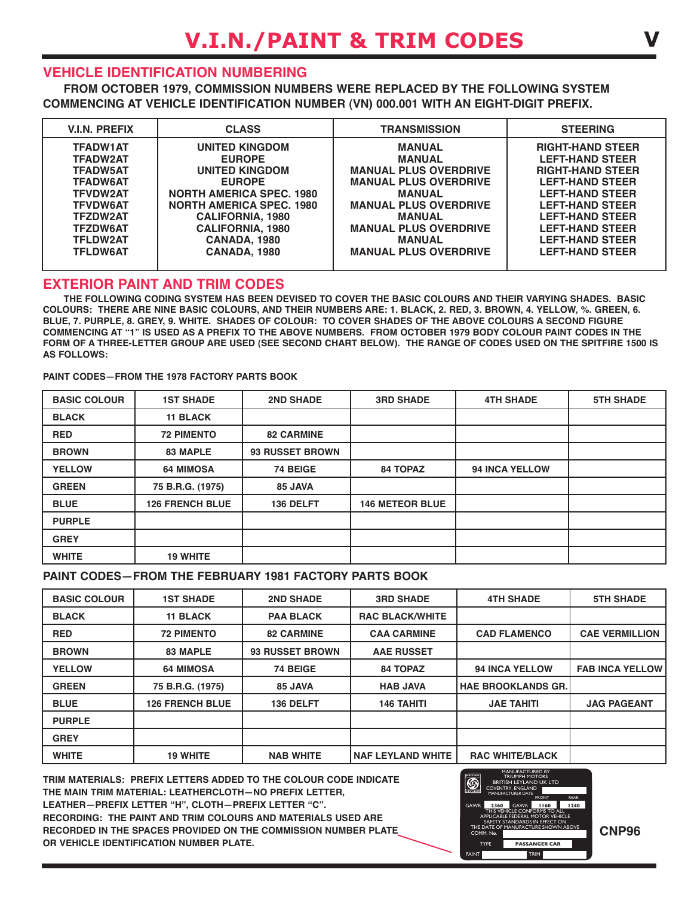# V.I.N./PAINT & TRIM CODES

## VEHICLE IDENTIFICATION NUMBERING

**FROM OCTOBER 1979, COMMISSION NUMBERS WERE REPLACED BY THE FOLLOWING SYSTEM COMMENCING AT VEHICLE IDENTIFICATION NUMBER (VN) 000.001 WITH AN EIGHT-DIGIT PREFIX.**

| V.I.N. PREFIX | CLASS | TRANSMISSION | STEERING |
|---|---|---|---|
| TFADW1AT | UNITED KINGDOM | MANUAL | RIGHT-HAND STEER |
| TFADW2AT | EUROPE | MANUAL | LEFT-HAND STEER |
| TFADW5AT | UNITED KINGDOM | MANUAL PLUS OVERDRIVE | RIGHT-HAND STEER |
| TFADW6AT | EUROPE | MANUAL PLUS OVERDRIVE | LEFT-HAND STEER |
| TFVDW2AT | NORTH AMERICA SPEC. 1980 | MANUAL | LEFT-HAND STEER |
| TFVDW6AT | NORTH AMERICA SPEC. 1980 | MANUAL PLUS OVERDRIVE | LEFT-HAND STEER |
| TFZDW2AT | CALIFORNIA, 1980 | MANUAL | LEFT-HAND STEER |
| TFZDW6AT | CALIFORNIA, 1980 | MANUAL PLUS OVERDRIVE | LEFT-HAND STEER |
| TFLDW2AT | CANADA, 1980 | MANUAL | LEFT-HAND STEER |
| TFLDW6AT | CANADA, 1980 | MANUAL PLUS OVERDRIVE | LEFT-HAND STEER |

## EXTERIOR PAINT AND TRIM CODES

**THE FOLLOWING CODING SYSTEM HAS BEEN DEVISED TO COVER THE BASIC COLOURS AND THEIR VARYING SHADES. BASIC COLOURS: THERE ARE NINE BASIC COLOURS, AND THEIR NUMBERS ARE: 1. BLACK, 2. RED, 3. BROWN, 4. YELLOW, %. GREEN, 6. BLUE, 7. PURPLE, 8. GREY, 9. WHITE. SHADES OF COLOUR: TO COVER SHADES OF THE ABOVE COLOURS A SECOND FIGURE COMMENCING AT "1" IS USED AS A PREFIX TO THE ABOVE NUMBERS. FROM OCTOBER 1979 BODY COLOUR PAINT CODES IN THE FORM OF A THREE-LETTER GROUP ARE USED (SEE SECOND CHART BELOW). THE RANGE OF CODES USED ON THE SPITFIRE 1500 IS AS FOLLOWS:**

**PAINT CODES—FROM THE 1978 FACTORY PARTS BOOK**

| BASIC COLOUR | 1ST SHADE | 2ND SHADE | 3RD SHADE | 4TH SHADE | 5TH SHADE |
|---|---|---|---|---|---|
| BLACK | 11 BLACK | | | | |
| RED | 72 PIMENTO | 82 CARMINE | | | |
| BROWN | 83 MAPLE | 93 RUSSET BROWN | | | |
| YELLOW | 64 MIMOSA | 74 BEIGE | 84 TOPAZ | 94 INCA YELLOW | |
| GREEN | 75 B.R.G. (1975) | 85 JAVA | | | |
| BLUE | 126 FRENCH BLUE | 136 DELFT | 146 METEOR BLUE | | |
| PURPLE | | | | | |
| GREY | | | | | |
| WHITE | 19 WHITE | | | | |

**PAINT CODES—FROM THE FEBRUARY 1981 FACTORY PARTS BOOK**

| BASIC COLOUR | 1ST SHADE | 2ND SHADE | 3RD SHADE | 4TH SHADE | 5TH SHADE |
|---|---|---|---|---|---|
| BLACK | 11 BLACK | PAA BLACK | RAC BLACK/WHITE | | |
| RED | 72 PIMENTO | 82 CARMINE | CAA CARMINE | CAD FLAMENCO | CAE VERMILLION |
| BROWN | 83 MAPLE | 93 RUSSET BROWN | AAE RUSSET | | |
| YELLOW | 64 MIMOSA | 74 BEIGE | 84 TOPAZ | 94 INCA YELLOW | FAB INCA YELLOW |
| GREEN | 75 B.R.G. (1975) | 85 JAVA | HAB JAVA | HAE BROOKLANDS GR. | |
| BLUE | 126 FRENCH BLUE | 136 DELFT | 146 TAHITI | JAE TAHITI | JAG PAGEANT |
| PURPLE | | | | | |
| GREY | | | | | |
| WHITE | 19 WHITE | NAB WHITE | NAF LEYLAND WHITE | RAC WHITE/BLACK | |

**TRIM MATERIALS: PREFIX LETTERS ADDED TO THE COLOUR CODE INDICATE THE MAIN TRIM MATERIAL: LEATHERCLOTH—NO PREFIX LETTER, LEATHER—PREFIX LETTER "H", CLOTH—PREFIX LETTER "C".**
**RECORDING: THE PAINT AND TRIM COLOURS AND MATERIALS USED ARE RECORDED IN THE SPACES PROVIDED ON THE COMMISSION NUMBER PLATE OR VEHICLE IDENTIFICATION NUMBER PLATE.**

MANUFACTURED BY TRIUMPH MOTORS BRITISH LEYLAND UK LTD COVENTRY, ENGLAND
MANUFACTURER DATE
FRONT REAR
GAWR 2360 GAWR 1160 1240
THIS VEHICLE CONFORMS TO ALL APPLICABLE FEDERAL MOTOR VEHICLE SAFETY STANDARDS IN EFFECT ON THE DATE OF MANUFACTURE SHOWN ABOVE
COMM. No.
TYPE PASSANGER CAR
PAINT TRIM

**CNP96**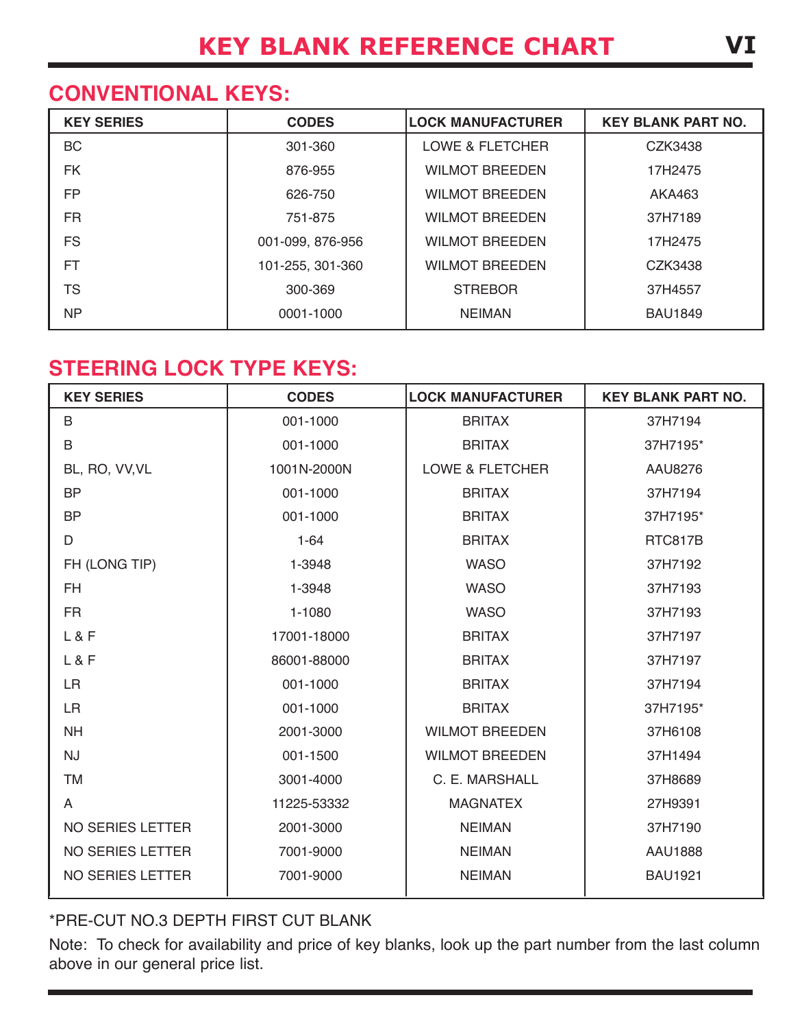# KEY BLANK REFERENCE CHART

## CONVENTIONAL KEYS:

| KEY SERIES | CODES | LOCK MANUFACTURER | KEY BLANK PART NO. |
|---|---|---|---|
| BC | 301-360 | LOWE & FLETCHER | CZK3438 |
| FK | 876-955 | WILMOT BREEDEN | 17H2475 |
| FP | 626-750 | WILMOT BREEDEN | AKA463 |
| FR | 751-875 | WILMOT BREEDEN | 37H7189 |
| FS | 001-099, 876-956 | WILMOT BREEDEN | 17H2475 |
| FT | 101-255, 301-360 | WILMOT BREEDEN | CZK3438 |
| TS | 300-369 | STREBOR | 37H4557 |
| NP | 0001-1000 | NEIMAN | BAU1849 |

## STEERING LOCK TYPE KEYS:

| KEY SERIES | CODES | LOCK MANUFACTURER | KEY BLANK PART NO. |
|---|---|---|---|
| B | 001-1000 | BRITAX | 37H7194 |
| B | 001-1000 | BRITAX | 37H7195* |
| BL, RO, VV,VL | 1001N-2000N | LOWE & FLETCHER | AAU8276 |
| BP | 001-1000 | BRITAX | 37H7194 |
| BP | 001-1000 | BRITAX | 37H7195* |
| D | 1-64 | BRITAX | RTC817B |
| FH (LONG TIP) | 1-3948 | WASO | 37H7192 |
| FH | 1-3948 | WASO | 37H7193 |
| FR | 1-1080 | WASO | 37H7193 |
| L & F | 17001-18000 | BRITAX | 37H7197 |
| L & F | 86001-88000 | BRITAX | 37H7197 |
| LR | 001-1000 | BRITAX | 37H7194 |
| LR | 001-1000 | BRITAX | 37H7195* |
| NH | 2001-3000 | WILMOT BREEDEN | 37H6108 |
| NJ | 001-1500 | WILMOT BREEDEN | 37H1494 |
| TM | 3001-4000 | C. E. MARSHALL | 37H8689 |
| A | 11225-53332 | MAGNATEX | 27H9391 |
| NO SERIES LETTER | 2001-3000 | NEIMAN | 37H7190 |
| NO SERIES LETTER | 7001-9000 | NEIMAN | AAU1888 |
| NO SERIES LETTER | 7001-9000 | NEIMAN | BAU1921 |

*PRE-CUT NO.3 DEPTH FIRST CUT BLANK

Note: To check for availability and price of key blanks, look up the part number from the last column above in our general price list.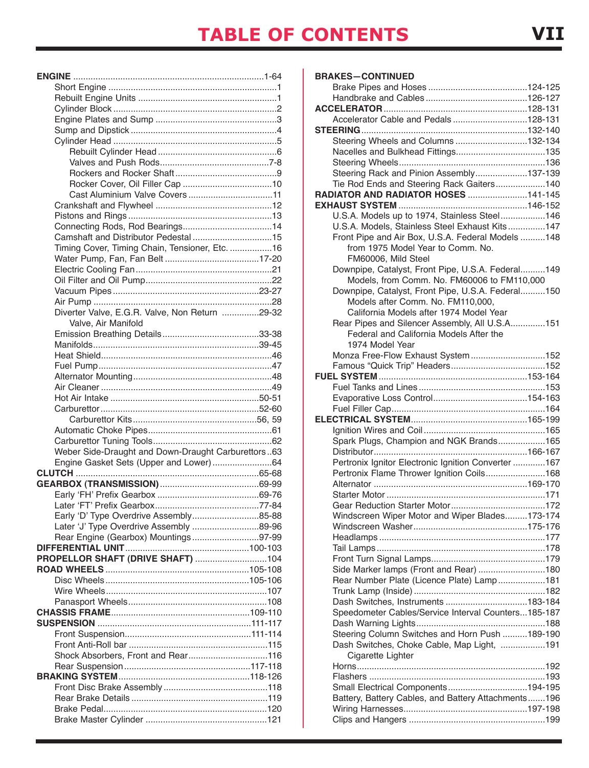# TABLE OF CONTENTS

**ENGINE** ............ 1-64
- Short Engine ............ 1
- Rebuilt Engine Units ............ 1
- Cylinder Block ............ 2
- Engine Plates and Sump ............ 3
- Sump and Dipstick ............ 4
- Cylinder Head ............ 5
  - Rebuilt Cylinder Head ............ 6
  - Valves and Push Rods ............ 7-8
  - Rockers and Rocker Shaft ............ 9
  - Rocker Cover, Oil Filler Cap ............ 10
  - Cast Aluminium Valve Covers ............ 11
- Crankshaft and Flywheel ............ 12
- Pistons and Rings ............ 13
- Connecting Rods, Rod Bearings ............ 14
- Camshaft and Distributor Pedestal ............ 15
- Timing Cover, Timing Chain, Tensioner, Etc. ............ 16
- Water Pump, Fan, Fan Belt ............ 17-20
- Electric Cooling Fan ............ 21
- Oil Filter and Oil Pump ............ 22
- Vacuum Pipes ............ 23-27
- Air Pump ............ 28
- Diverter Valve, E.G.R. Valve, Non Return Valve, Air Manifold ............ 29-32
- Emission Breathing Details ............ 33-38
- Manifolds ............ 39-45
- Heat Shield ............ 46
- Fuel Pump ............ 47
- Alternator Mounting ............ 48
- Air Cleaner ............ 49
- Hot Air Intake ............ 50-51
- Carburettor ............ 52-60
  - Carburettor Kits ............ 56, 59
- Automatic Choke Pipes ............ 61
- Carburettor Tuning Tools ............ 62
- Weber Side-Draught and Down-Draught Carburettors ............ 63
- Engine Gasket Sets (Upper and Lower) ............ 64

**CLUTCH** ............ 65-68

**GEARBOX (TRANSMISSION)** ............ 69-99
- Early 'FH' Prefix Gearbox ............ 69-76
- Later 'FT' Prefix Gearbox ............ 77-84
- Early 'D' Type Overdrive Assembly ............ 85-88
- Later 'J' Type Overdrive Assembly ............ 89-96
- Rear Engine (Gearbox) Mountings ............ 97-99

**DIFFERENTIAL UNIT** ............ 100-103

**PROPELLOR SHAFT (DRIVE SHAFT)** ............ 104

**ROAD WHEELS** ............ 105-108
- Disc Wheels ............ 105-106
- Wire Wheels ............ 107
- Panasport Wheels ............ 108

**CHASSIS FRAME** ............ 109-110

**SUSPENSION** ............ 111-117
- Front Suspension ............ 111-114
- Front Anti-Roll bar ............ 115
- Shock Absorbers, Front and Rear ............ 116
- Rear Suspension ............ 117-118

**BRAKING SYSTEM** ............ 118-126
- Front Disc Brake Assembly ............ 118
- Rear Brake Details ............ 119
- Brake Pedal ............ 120
- Brake Master Cylinder ............ 121

**BRAKES—CONTINUED**
- Brake Pipes and Hoses ............ 124-125
- Handbrake and Cables ............ 126-127

**ACCELERATOR** ............ 128-131
- Accelerator Cable and Pedals ............ 128-131

**STEERING** ............ 132-140
- Steering Wheels and Columns ............ 132-134
- Nacelles and Bulkhead Fittings ............ 135
- Steering Wheels ............ 136
- Steering Rack and Pinion Assembly ............ 137-139
- Tie Rod Ends and Steering Rack Gaiters ............ 140

**RADIATOR AND RADIATOR HOSES** ............ 141-145

**EXHAUST SYSTEM** ............ 146-152
- U.S.A. Models up to 1974, Stainless Steel ............ 146
- U.S.A. Models, Stainless Steel Exhaust Kits ............ 147
- Front Pipe and Air Box, U.S.A. Federal Models from 1975 Model Year to Comm. No. FM60006, Mild Steel ............ 148
- Downpipe, Catalyst, Front Pipe, U.S.A. Federal Models, from Comm. No. FM60006 to FM110,000 ............ 149
- Downpipe, Catalyst, Front Pipe, U.S.A. Federal Models after Comm. No. FM110,000, California Models after 1974 Model Year ............ 150
- Rear Pipes and Silencer Assembly, All U.S.A. Federal and California Models After the 1974 Model Year ............ 151
- Monza Free-Flow Exhaust System ............ 152
- Famous "Quick Trip" Headers ............ 152

**FUEL SYSTEM** ............ 153-164
- Fuel Tanks and Lines ............ 153
- Evaporative Loss Control ............ 154-163
- Fuel Filler Cap ............ 164

**ELECTRICAL SYSTEM** ............ 165-199
- Ignition Wires and Coil ............ 165
- Spark Plugs, Champion and NGK Brands ............ 165
- Distributor ............ 166-167
- Pertronix Ignitor Electronic Ignition Converter ............ 167
- Pertronix Flame Thrower Ignition Coils ............ 168
- Alternator ............ 169-170
- Starter Motor ............ 171
- Gear Reduction Starter Motor ............ 172
- Windscreen Wiper Motor and Wiper Blades ............ 173-174
- Windscreen Washer ............ 175-176
- Headlamps ............ 177
- Tail Lamps ............ 178
- Front Turn Signal Lamps ............ 179
- Side Marker lamps (Front and Rear) ............ 180
- Rear Number Plate (Licence Plate) Lamp ............ 181
- Trunk Lamp (Inside) ............ 182
- Dash Switches, Instruments ............ 183-184
- Speedometer Cables/Service Interval Counters ............ 185-187
- Dash Warning Lights ............ 188
- Steering Column Switches and Horn Push ............ 189-190
- Dash Switches, Choke Cable, Map Light, Cigarette Lighter ............ 191
- Horns ............ 192
- Flashers ............ 193
- Small Electrical Components ............ 194-195
- Battery, Battery Cables, and Battery Attachments ............ 196
- Wiring Harnesses ............ 197-198
- Clips and Hangers ............ 199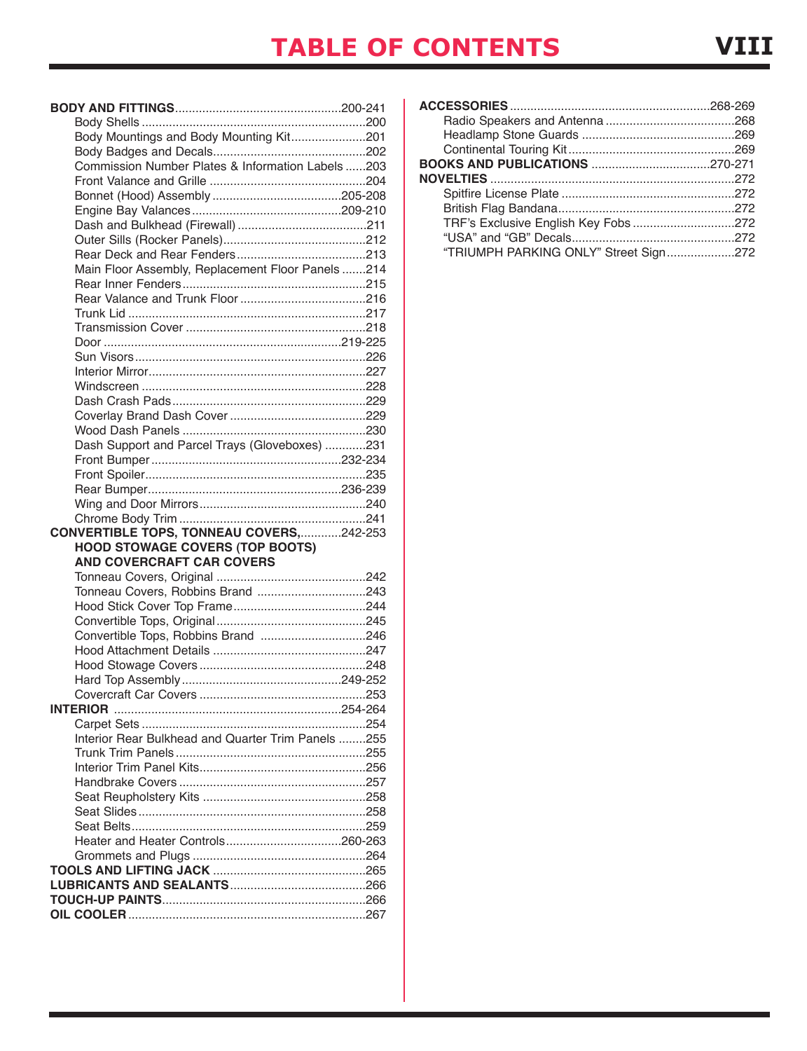# TABLE OF CONTENTS

**BODY AND FITTINGS** ................................................200-241
- Body Shells ................................................................200
- Body Mountings and Body Mounting Kit......................201
- Body Badges and Decals............................................202
- Commission Number Plates & Information Labels ......203
- Front Valance and Grille ..............................................204
- Bonnet (Hood) Assembly ......................................205-208
- Engine Bay Valances ............................................209-210
- Dash and Bulkhead (Firewall) ......................................211
- Outer Sills (Rocker Panels)..........................................212
- Rear Deck and Rear Fenders......................................213
- Main Floor Assembly, Replacement Floor Panels .......214
- Rear Inner Fenders......................................................215
- Rear Valance and Trunk Floor .....................................216
- Trunk Lid .....................................................................217
- Transmission Cover .....................................................218
- Door ......................................................................219-225
- Sun Visors...................................................................226
- Interior Mirror...............................................................227
- Windscreen .................................................................228
- Dash Crash Pads.........................................................229
- Coverlay Brand Dash Cover ........................................229
- Wood Dash Panels ......................................................230
- Dash Support and Parcel Trays (Gloveboxes) ............231
- Front Bumper .......................................................232-234
- Front Spoiler................................................................235
- Rear Bumper.........................................................236-239
- Wing and Door Mirrors.................................................240
- Chrome Body Trim ......................................................241

**CONVERTIBLE TOPS, TONNEAU COVERS, HOOD STOWAGE COVERS (TOP BOOTS) AND COVERCRAFT CAR COVERS** ............242-253
- Tonneau Covers, Original ............................................242
- Tonneau Covers, Robbins Brand ................................243
- Hood Stick Cover Top Frame.......................................244
- Convertible Tops, Original............................................245
- Convertible Tops, Robbins Brand ...............................246
- Hood Attachment Details .............................................247
- Hood Stowage Covers .................................................248
- Hard Top Assembly...............................................249-252
- Covercraft Car Covers .................................................253

**INTERIOR** ..................................................................254-264
- Carpet Sets .................................................................254
- Interior Rear Bulkhead and Quarter Trim Panels ........255
- Trunk Trim Panels........................................................255
- Interior Trim Panel Kits.................................................256
- Handbrake Covers .......................................................257
- Seat Reupholstery Kits ................................................258
- Seat Slides...................................................................258
- Seat Belts....................................................................259
- Heater and Heater Controls..................................260-263
- Grommets and Plugs ...................................................264

**TOOLS AND LIFTING JACK** .............................................265

**LUBRICANTS AND SEALANTS**........................................266

**TOUCH-UP PAINTS**............................................................266

**OIL COOLER** .....................................................................267

**ACCESSORIES** ..........................................................268-269
- Radio Speakers and Antenna ......................................268
- Headlamp Stone Guards .............................................269
- Continental Touring Kit.................................................269

**BOOKS AND PUBLICATIONS** ...................................270-271

**NOVELTIES** .......................................................................272
- Spitfire License Plate ...................................................272
- British Flag Bandana....................................................272
- TRF's Exclusive English Key Fobs ..............................272
- "USA" and "GB" Decals................................................272
- "TRIUMPH PARKING ONLY" Street Sign....................272